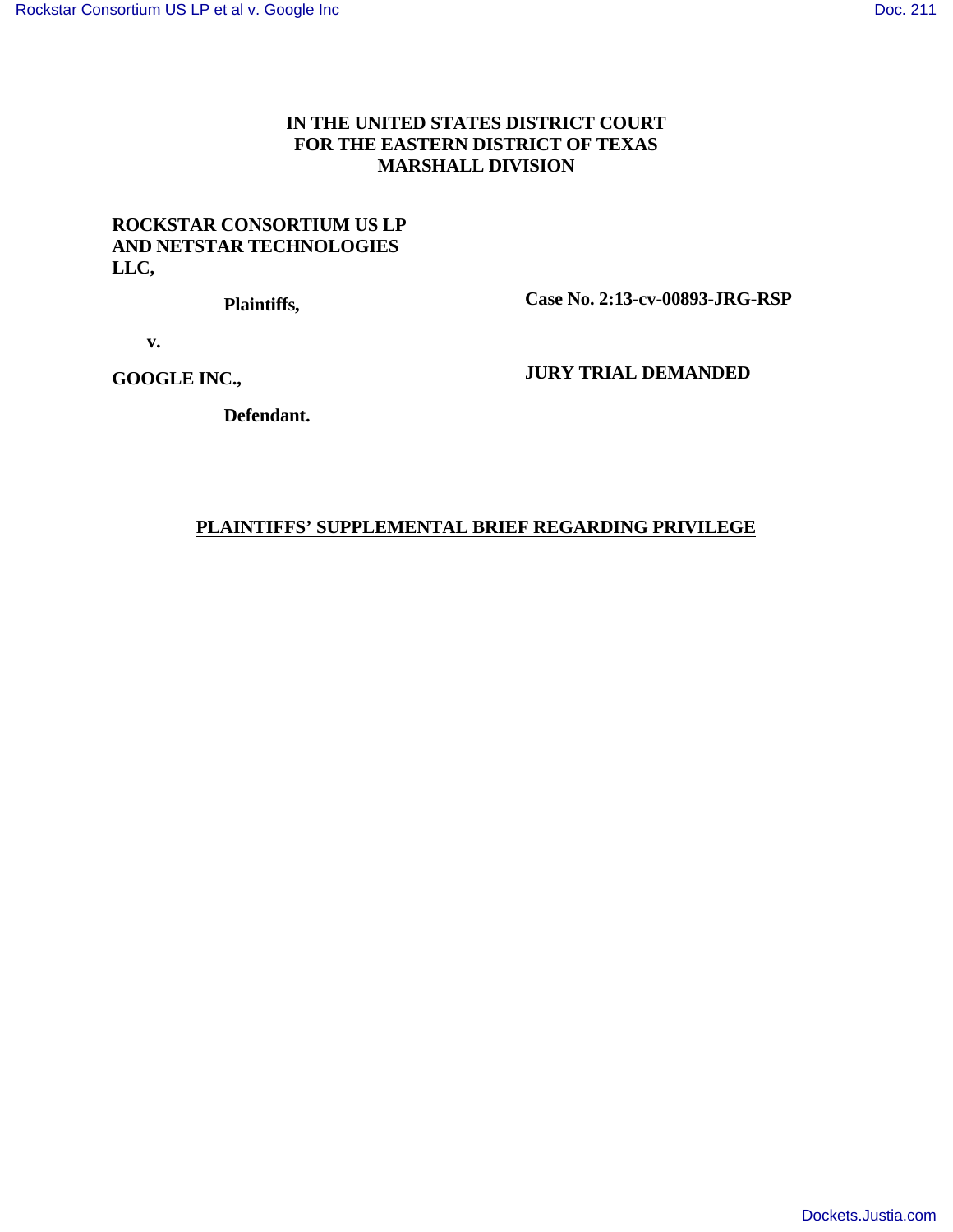# IN THE UNITED STATES DISTRICT COURT FOR THE EASTERN DISTRICT OF TEXAS MARSHALL DIVISION

| | |
|---|---|
| **ROCKSTAR CONSORTIUM US LP AND NETSTAR TECHNOLOGIES LLC,** | |
| **Plaintiffs,** | **Case No. 2:13-cv-00893-JRG-RSP** |
| **v.** | |
| **GOOGLE INC.,** | **JURY TRIAL DEMANDED** |
| **Defendant.** | |

## PLAINTIFFS' SUPPLEMENTAL BRIEF REGARDING PRIVILEGE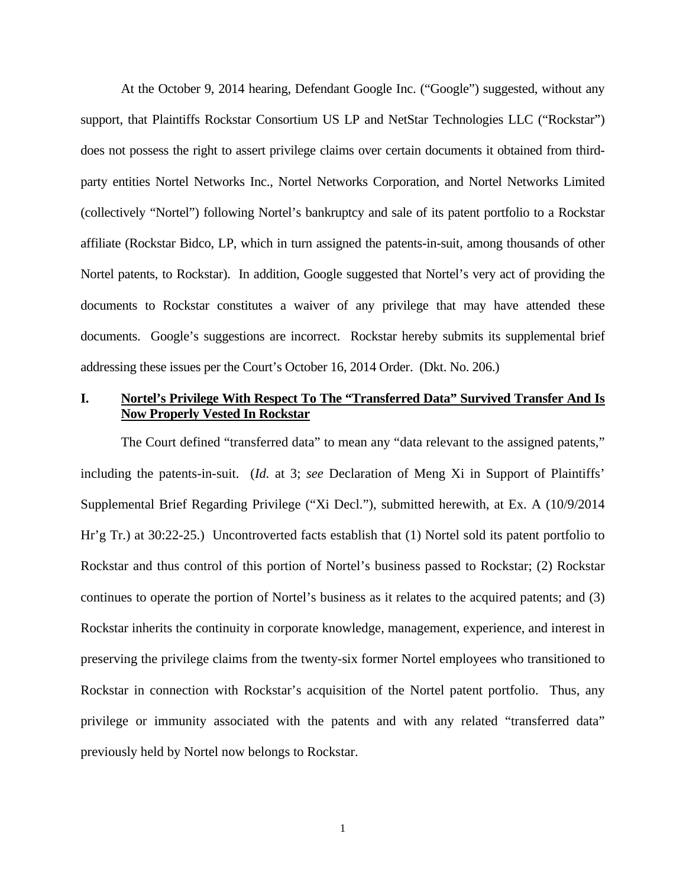At the October 9, 2014 hearing, Defendant Google Inc. ("Google") suggested, without any support, that Plaintiffs Rockstar Consortium US LP and NetStar Technologies LLC ("Rockstar") does not possess the right to assert privilege claims over certain documents it obtained from third-party entities Nortel Networks Inc., Nortel Networks Corporation, and Nortel Networks Limited (collectively "Nortel") following Nortel's bankruptcy and sale of its patent portfolio to a Rockstar affiliate (Rockstar Bidco, LP, which in turn assigned the patents-in-suit, among thousands of other Nortel patents, to Rockstar). In addition, Google suggested that Nortel's very act of providing the documents to Rockstar constitutes a waiver of any privilege that may have attended these documents. Google's suggestions are incorrect. Rockstar hereby submits its supplemental brief addressing these issues per the Court's October 16, 2014 Order. (Dkt. No. 206.)

## I. Nortel's Privilege With Respect To The "Transferred Data" Survived Transfer And Is Now Properly Vested In Rockstar

The Court defined "transferred data" to mean any "data relevant to the assigned patents," including the patents-in-suit. (*Id.* at 3; *see* Declaration of Meng Xi in Support of Plaintiffs' Supplemental Brief Regarding Privilege ("Xi Decl."), submitted herewith, at Ex. A (10/9/2014 Hr'g Tr.) at 30:22-25.) Uncontroverted facts establish that (1) Nortel sold its patent portfolio to Rockstar and thus control of this portion of Nortel's business passed to Rockstar; (2) Rockstar continues to operate the portion of Nortel's business as it relates to the acquired patents; and (3) Rockstar inherits the continuity in corporate knowledge, management, experience, and interest in preserving the privilege claims from the twenty-six former Nortel employees who transitioned to Rockstar in connection with Rockstar's acquisition of the Nortel patent portfolio. Thus, any privilege or immunity associated with the patents and with any related "transferred data" previously held by Nortel now belongs to Rockstar.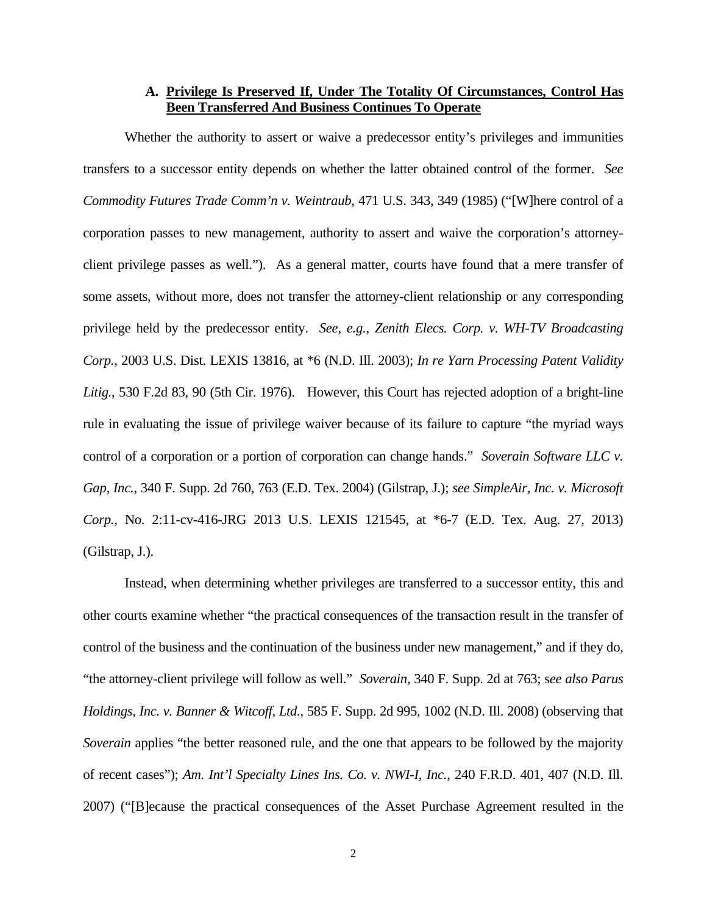### A. **Privilege Is Preserved If, Under The Totality Of Circumstances, Control Has Been Transferred And Business Continues To Operate**

Whether the authority to assert or waive a predecessor entity's privileges and immunities transfers to a successor entity depends on whether the latter obtained control of the former. *See Commodity Futures Trade Comm'n v. Weintraub*, 471 U.S. 343, 349 (1985) ("[W]here control of a corporation passes to new management, authority to assert and waive the corporation's attorney-client privilege passes as well."). As a general matter, courts have found that a mere transfer of some assets, without more, does not transfer the attorney-client relationship or any corresponding privilege held by the predecessor entity. *See, e.g., Zenith Elecs. Corp. v. WH-TV Broadcasting Corp.*, 2003 U.S. Dist. LEXIS 13816, at *6 (N.D. Ill. 2003); *In re Yarn Processing Patent Validity Litig.*, 530 F.2d 83, 90 (5th Cir. 1976). However, this Court has rejected adoption of a bright-line rule in evaluating the issue of privilege waiver because of its failure to capture "the myriad ways control of a corporation or a portion of corporation can change hands." *Soverain Software LLC v. Gap, Inc.*, 340 F. Supp. 2d 760, 763 (E.D. Tex. 2004) (Gilstrap, J.); *see SimpleAir, Inc. v. Microsoft Corp.*, No. 2:11-cv-416-JRG 2013 U.S. LEXIS 121545, at *6-7 (E.D. Tex. Aug. 27, 2013) (Gilstrap, J.).

Instead, when determining whether privileges are transferred to a successor entity, this and other courts examine whether "the practical consequences of the transaction result in the transfer of control of the business and the continuation of the business under new management," and if they do, "the attorney-client privilege will follow as well." *Soverain*, 340 F. Supp. 2d at 763; *see also Parus Holdings, Inc. v. Banner & Witcoff, Ltd.*, 585 F. Supp. 2d 995, 1002 (N.D. Ill. 2008) (observing that *Soverain* applies "the better reasoned rule, and the one that appears to be followed by the majority of recent cases"); *Am. Int'l Specialty Lines Ins. Co. v. NWI-I, Inc.*, 240 F.R.D. 401, 407 (N.D. Ill. 2007) ("[B]ecause the practical consequences of the Asset Purchase Agreement resulted in the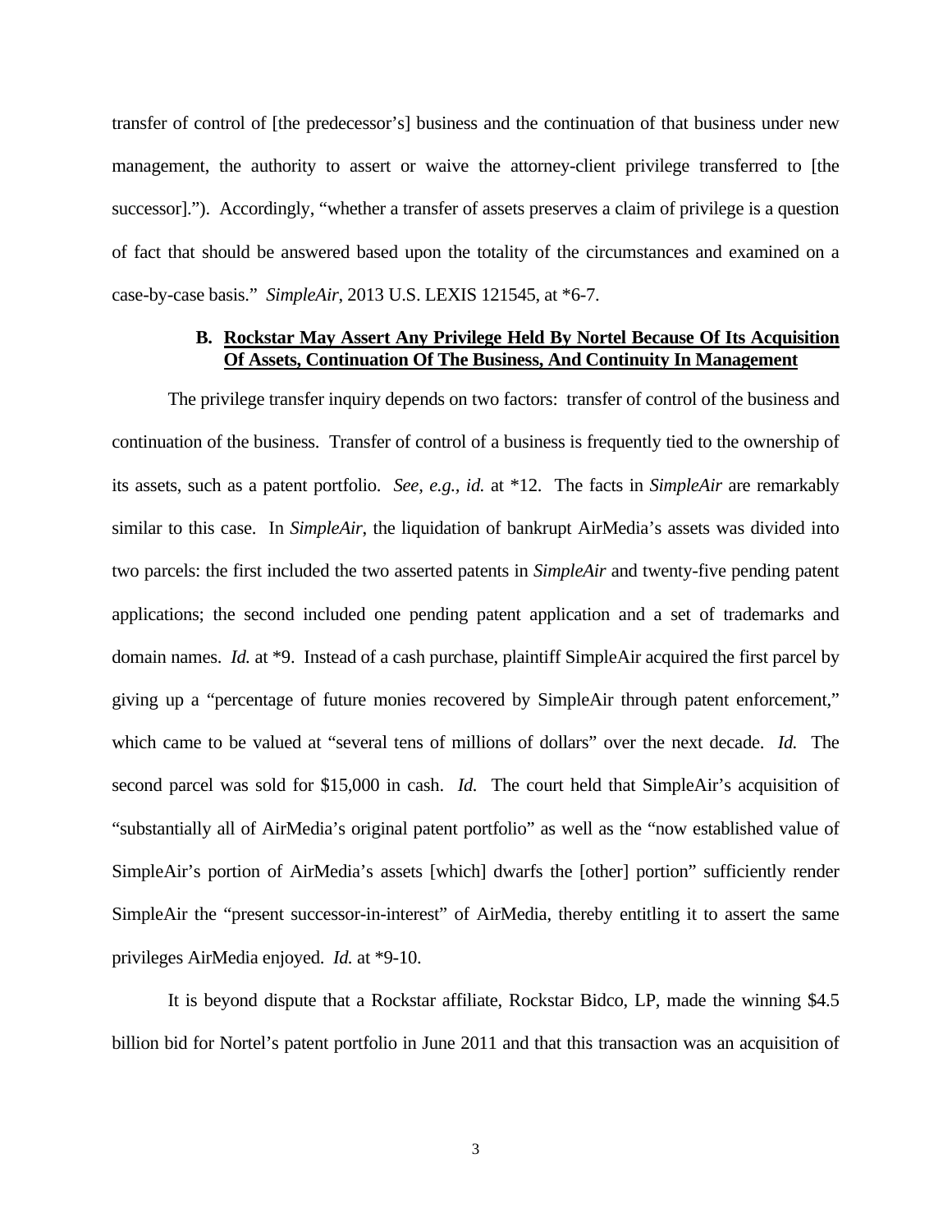transfer of control of [the predecessor's] business and the continuation of that business under new management, the authority to assert or waive the attorney-client privilege transferred to [the successor]."). Accordingly, "whether a transfer of assets preserves a claim of privilege is a question of fact that should be answered based upon the totality of the circumstances and examined on a case-by-case basis." *SimpleAir*, 2013 U.S. LEXIS 121545, at \*6-7.

### B. Rockstar May Assert Any Privilege Held By Nortel Because Of Its Acquisition Of Assets, Continuation Of The Business, And Continuity In Management

The privilege transfer inquiry depends on two factors: transfer of control of the business and continuation of the business. Transfer of control of a business is frequently tied to the ownership of its assets, such as a patent portfolio. *See, e.g., id.* at \*12. The facts in *SimpleAir* are remarkably similar to this case. In *SimpleAir*, the liquidation of bankrupt AirMedia's assets was divided into two parcels: the first included the two asserted patents in *SimpleAir* and twenty-five pending patent applications; the second included one pending patent application and a set of trademarks and domain names. *Id.* at \*9. Instead of a cash purchase, plaintiff SimpleAir acquired the first parcel by giving up a "percentage of future monies recovered by SimpleAir through patent enforcement," which came to be valued at "several tens of millions of dollars" over the next decade. *Id.* The second parcel was sold for $15,000 in cash. *Id.* The court held that SimpleAir's acquisition of "substantially all of AirMedia's original patent portfolio" as well as the "now established value of SimpleAir's portion of AirMedia's assets [which] dwarfs the [other] portion" sufficiently render SimpleAir the "present successor-in-interest" of AirMedia, thereby entitling it to assert the same privileges AirMedia enjoyed. *Id.* at \*9-10.

It is beyond dispute that a Rockstar affiliate, Rockstar Bidco, LP, made the winning $4.5 billion bid for Nortel's patent portfolio in June 2011 and that this transaction was an acquisition of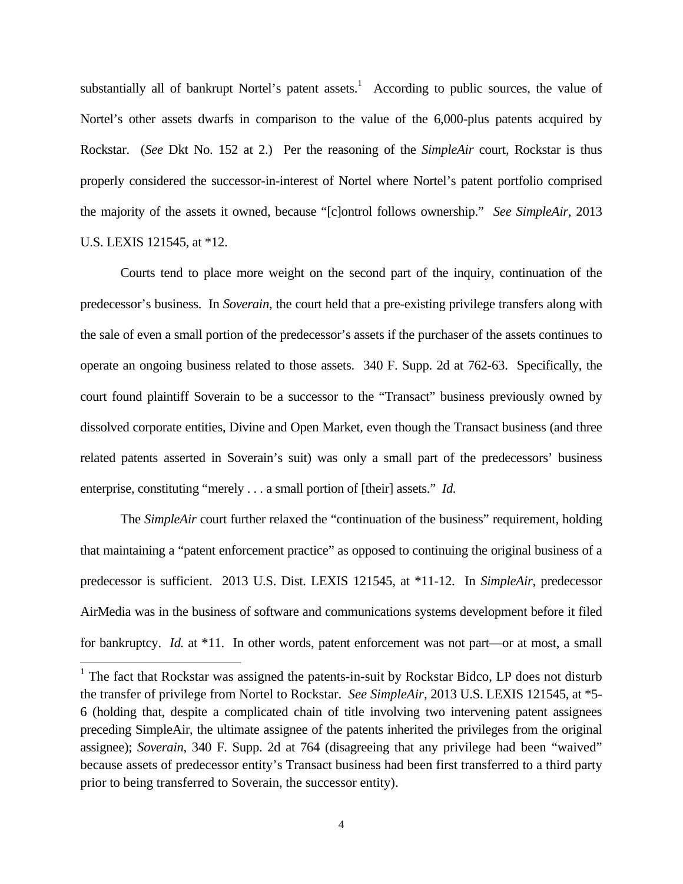substantially all of bankrupt Nortel's patent assets.[1] According to public sources, the value of Nortel's other assets dwarfs in comparison to the value of the 6,000-plus patents acquired by Rockstar. (*See* Dkt No. 152 at 2.) Per the reasoning of the *SimpleAir* court, Rockstar is thus properly considered the successor-in-interest of Nortel where Nortel's patent portfolio comprised the majority of the assets it owned, because "[c]ontrol follows ownership." *See SimpleAir*, 2013 U.S. LEXIS 121545, at *12.

Courts tend to place more weight on the second part of the inquiry, continuation of the predecessor's business. In *Soverain*, the court held that a pre-existing privilege transfers along with the sale of even a small portion of the predecessor's assets if the purchaser of the assets continues to operate an ongoing business related to those assets. 340 F. Supp. 2d at 762-63. Specifically, the court found plaintiff Soverain to be a successor to the "Transact" business previously owned by dissolved corporate entities, Divine and Open Market, even though the Transact business (and three related patents asserted in Soverain's suit) was only a small part of the predecessors' business enterprise, constituting "merely . . . a small portion of [their] assets." *Id.*

The *SimpleAir* court further relaxed the "continuation of the business" requirement, holding that maintaining a "patent enforcement practice" as opposed to continuing the original business of a predecessor is sufficient. 2013 U.S. Dist. LEXIS 121545, at *11-12. In *SimpleAir*, predecessor AirMedia was in the business of software and communications systems development before it filed for bankruptcy. *Id.* at *11. In other words, patent enforcement was not part—or at most, a small

[1] The fact that Rockstar was assigned the patents-in-suit by Rockstar Bidco, LP does not disturb the transfer of privilege from Nortel to Rockstar. *See SimpleAir*, 2013 U.S. LEXIS 121545, at *5-6 (holding that, despite a complicated chain of title involving two intervening patent assignees preceding SimpleAir, the ultimate assignee of the patents inherited the privileges from the original assignee); *Soverain*, 340 F. Supp. 2d at 764 (disagreeing that any privilege had been "waived" because assets of predecessor entity's Transact business had been first transferred to a third party prior to being transferred to Soverain, the successor entity).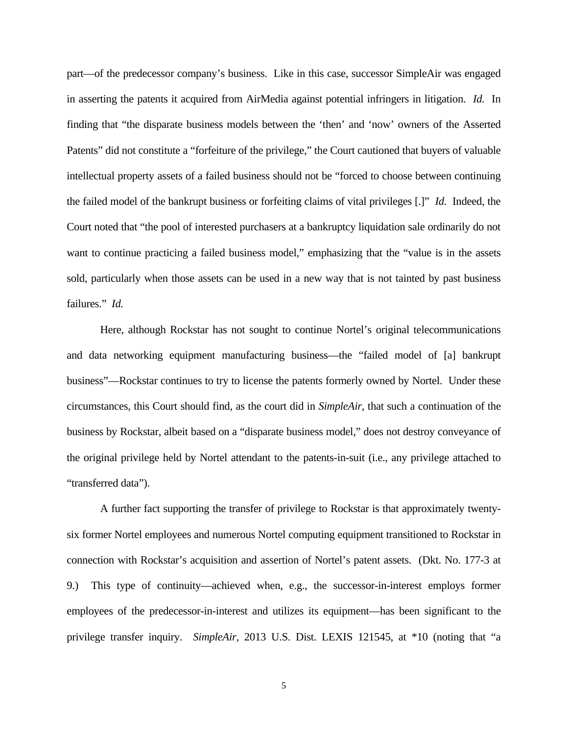part—of the predecessor company's business. Like in this case, successor SimpleAir was engaged in asserting the patents it acquired from AirMedia against potential infringers in litigation. *Id.* In finding that "the disparate business models between the 'then' and 'now' owners of the Asserted Patents" did not constitute a "forfeiture of the privilege," the Court cautioned that buyers of valuable intellectual property assets of a failed business should not be "forced to choose between continuing the failed model of the bankrupt business or forfeiting claims of vital privileges [.]" *Id.* Indeed, the Court noted that "the pool of interested purchasers at a bankruptcy liquidation sale ordinarily do not want to continue practicing a failed business model," emphasizing that the "value is in the assets sold, particularly when those assets can be used in a new way that is not tainted by past business failures." *Id.*

Here, although Rockstar has not sought to continue Nortel's original telecommunications and data networking equipment manufacturing business—the "failed model of [a] bankrupt business"—Rockstar continues to try to license the patents formerly owned by Nortel. Under these circumstances, this Court should find, as the court did in *SimpleAir*, that such a continuation of the business by Rockstar, albeit based on a "disparate business model," does not destroy conveyance of the original privilege held by Nortel attendant to the patents-in-suit (i.e., any privilege attached to "transferred data").

A further fact supporting the transfer of privilege to Rockstar is that approximately twenty-six former Nortel employees and numerous Nortel computing equipment transitioned to Rockstar in connection with Rockstar's acquisition and assertion of Nortel's patent assets. (Dkt. No. 177-3 at 9.) This type of continuity—achieved when, e.g., the successor-in-interest employs former employees of the predecessor-in-interest and utilizes its equipment—has been significant to the privilege transfer inquiry. *SimpleAir*, 2013 U.S. Dist. LEXIS 121545, at *10 (noting that "a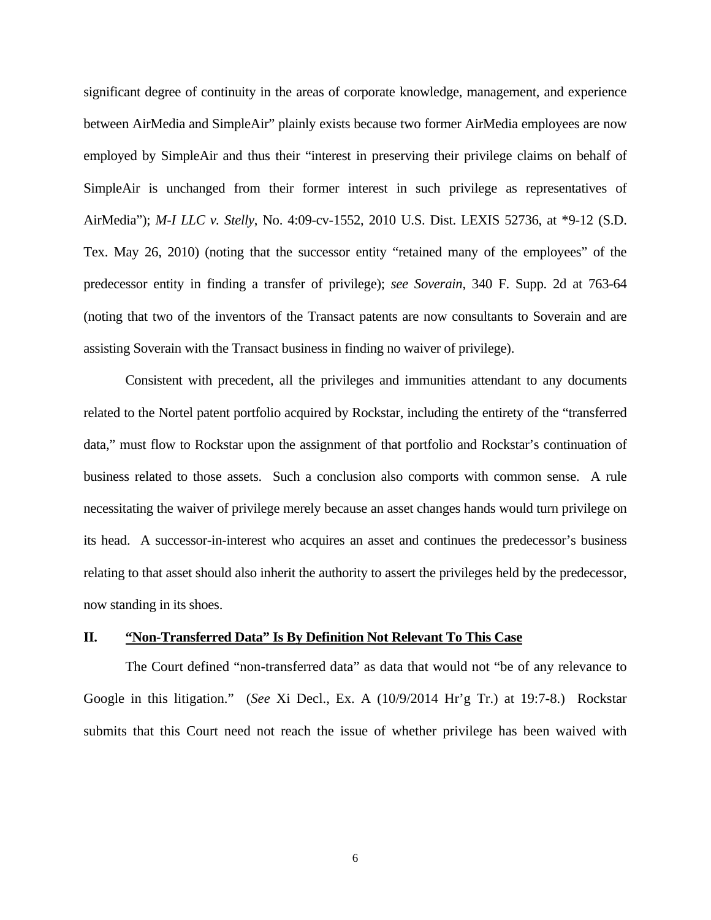significant degree of continuity in the areas of corporate knowledge, management, and experience between AirMedia and SimpleAir" plainly exists because two former AirMedia employees are now employed by SimpleAir and thus their "interest in preserving their privilege claims on behalf of SimpleAir is unchanged from their former interest in such privilege as representatives of AirMedia"); *M-I LLC v. Stelly*, No. 4:09-cv-1552, 2010 U.S. Dist. LEXIS 52736, at *9-12 (S.D. Tex. May 26, 2010) (noting that the successor entity "retained many of the employees" of the predecessor entity in finding a transfer of privilege); *see Soverain*, 340 F. Supp. 2d at 763-64 (noting that two of the inventors of the Transact patents are now consultants to Soverain and are assisting Soverain with the Transact business in finding no waiver of privilege).

Consistent with precedent, all the privileges and immunities attendant to any documents related to the Nortel patent portfolio acquired by Rockstar, including the entirety of the "transferred data," must flow to Rockstar upon the assignment of that portfolio and Rockstar's continuation of business related to those assets. Such a conclusion also comports with common sense. A rule necessitating the waiver of privilege merely because an asset changes hands would turn privilege on its head. A successor-in-interest who acquires an asset and continues the predecessor's business relating to that asset should also inherit the authority to assert the privileges held by the predecessor, now standing in its shoes.

## II. "Non-Transferred Data" Is By Definition Not Relevant To This Case

The Court defined "non-transferred data" as data that would not "be of any relevance to Google in this litigation." (*See* Xi Decl., Ex. A (10/9/2014 Hr'g Tr.) at 19:7-8.) Rockstar submits that this Court need not reach the issue of whether privilege has been waived with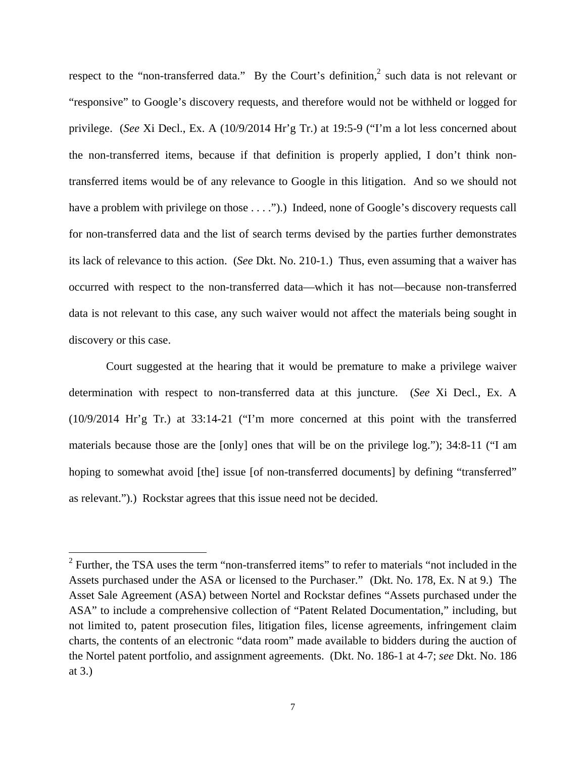respect to the "non-transferred data." By the Court's definition,[2] such data is not relevant or "responsive" to Google's discovery requests, and therefore would not be withheld or logged for privilege. (*See* Xi Decl., Ex. A (10/9/2014 Hr'g Tr.) at 19:5-9 ("I'm a lot less concerned about the non-transferred items, because if that definition is properly applied, I don't think non-transferred items would be of any relevance to Google in this litigation. And so we should not have a problem with privilege on those . . . .").) Indeed, none of Google's discovery requests call for non-transferred data and the list of search terms devised by the parties further demonstrates its lack of relevance to this action. (*See* Dkt. No. 210-1.) Thus, even assuming that a waiver has occurred with respect to the non-transferred data—which it has not—because non-transferred data is not relevant to this case, any such waiver would not affect the materials being sought in discovery or this case.

Court suggested at the hearing that it would be premature to make a privilege waiver determination with respect to non-transferred data at this juncture. (*See* Xi Decl., Ex. A (10/9/2014 Hr'g Tr.) at 33:14-21 ("I'm more concerned at this point with the transferred materials because those are the [only] ones that will be on the privilege log."); 34:8-11 ("I am hoping to somewhat avoid [the] issue [of non-transferred documents] by defining "transferred" as relevant.").) Rockstar agrees that this issue need not be decided.

---

[2] Further, the TSA uses the term "non-transferred items" to refer to materials "not included in the Assets purchased under the ASA or licensed to the Purchaser." (Dkt. No. 178, Ex. N at 9.) The Asset Sale Agreement (ASA) between Nortel and Rockstar defines "Assets purchased under the ASA" to include a comprehensive collection of "Patent Related Documentation," including, but not limited to, patent prosecution files, litigation files, license agreements, infringement claim charts, the contents of an electronic "data room" made available to bidders during the auction of the Nortel patent portfolio, and assignment agreements. (Dkt. No. 186-1 at 4-7; *see* Dkt. No. 186 at 3.)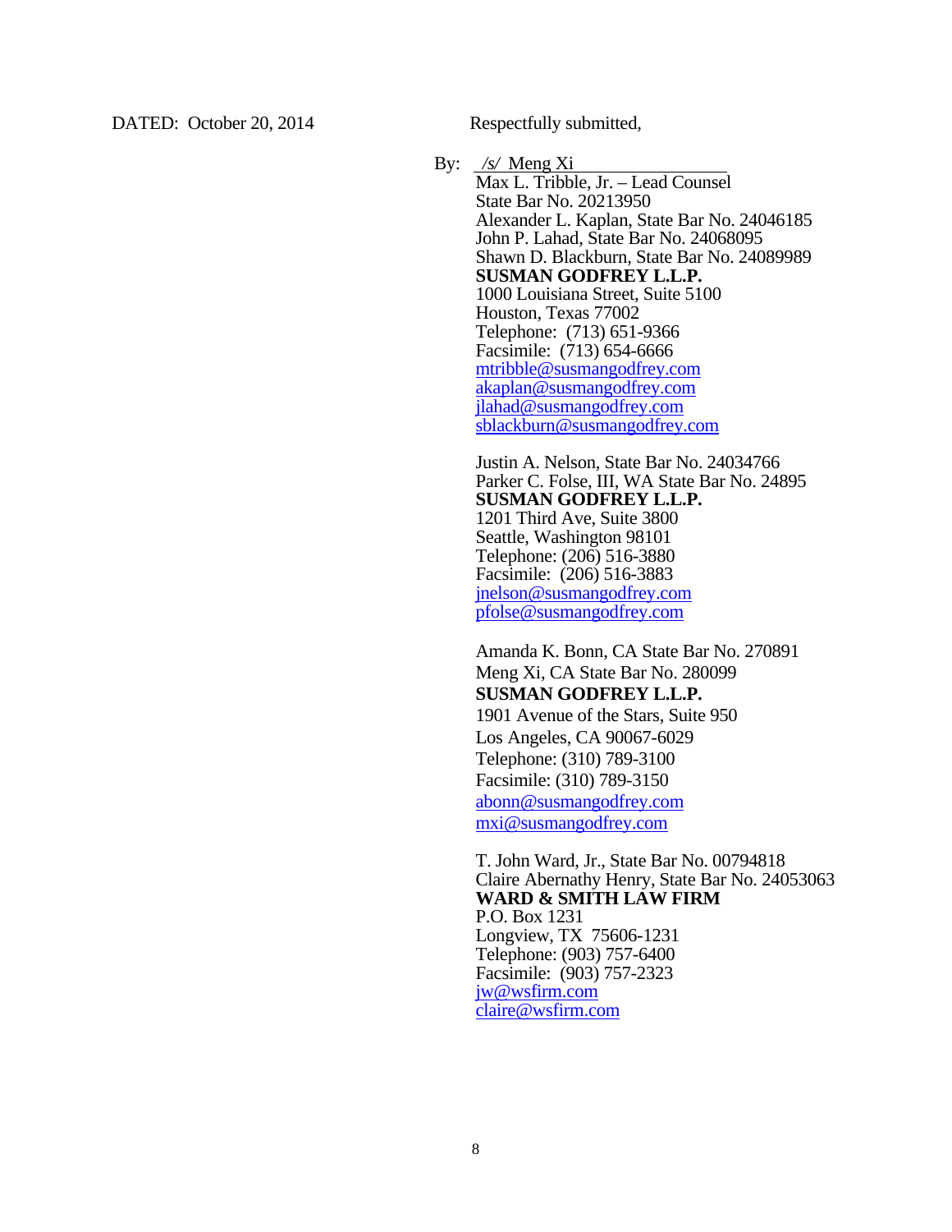DATED: October 20, 2014 Respectfully submitted,

By: /s/ Meng Xi

Max L. Tribble, Jr. – Lead Counsel
State Bar No. 20213950
Alexander L. Kaplan, State Bar No. 24046185
John P. Lahad, State Bar No. 24068095
Shawn D. Blackburn, State Bar No. 24089989
**SUSMAN GODFREY L.L.P.**
1000 Louisiana Street, Suite 5100
Houston, Texas 77002
Telephone: (713) 651-9366
Facsimile: (713) 654-6666
mtribble@susmangodfrey.com
akaplan@susmangodfrey.com
jlahad@susmangodfrey.com
sblackburn@susmangodfrey.com

Justin A. Nelson, State Bar No. 24034766
Parker C. Folse, III, WA State Bar No. 24895
**SUSMAN GODFREY L.L.P.**
1201 Third Ave, Suite 3800
Seattle, Washington 98101
Telephone: (206) 516-3880
Facsimile: (206) 516-3883
jnelson@susmangodfrey.com
pfolse@susmangodfrey.com

Amanda K. Bonn, CA State Bar No. 270891
Meng Xi, CA State Bar No. 280099
**SUSMAN GODFREY L.L.P.**
1901 Avenue of the Stars, Suite 950
Los Angeles, CA 90067-6029
Telephone: (310) 789-3100
Facsimile: (310) 789-3150
abonn@susmangodfrey.com
mxi@susmangodfrey.com

T. John Ward, Jr., State Bar No. 00794818
Claire Abernathy Henry, State Bar No. 24053063
**WARD & SMITH LAW FIRM**
P.O. Box 1231
Longview, TX 75606-1231
Telephone: (903) 757-6400
Facsimile: (903) 757-2323
jw@wsfirm.com
claire@wsfirm.com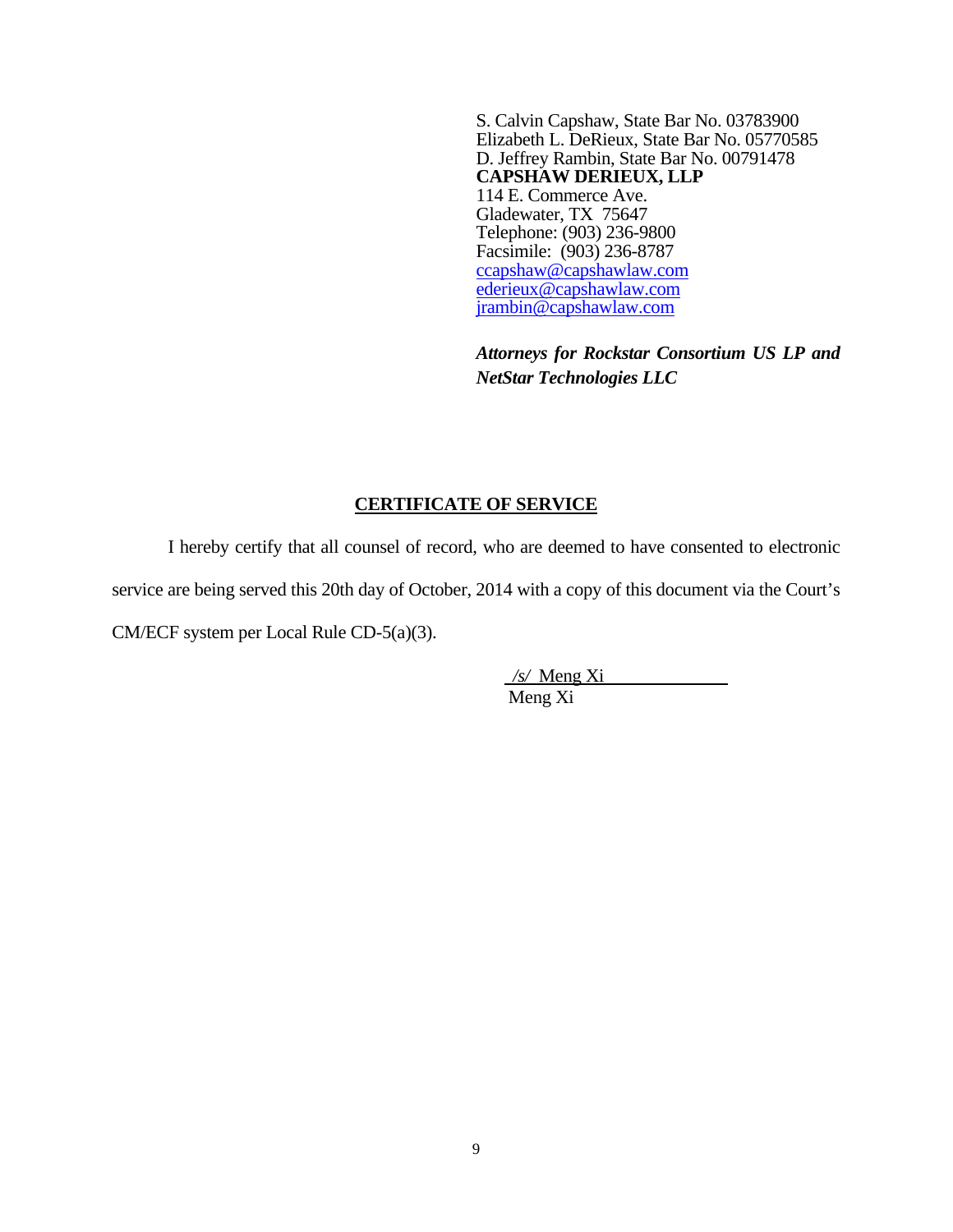S. Calvin Capshaw, State Bar No. 03783900
Elizabeth L. DeRieux, State Bar No. 05770585
D. Jeffrey Rambin, State Bar No. 00791478
**CAPSHAW DERIEUX, LLP**
114 E. Commerce Ave.
Gladewater, TX 75647
Telephone: (903) 236-9800
Facsimile: (903) 236-8787
ccapshaw@capshawlaw.com
ederieux@capshawlaw.com
jrambin@capshawlaw.com

***Attorneys for Rockstar Consortium US LP and NetStar Technologies LLC***

## CERTIFICATE OF SERVICE

I hereby certify that all counsel of record, who are deemed to have consented to electronic service are being served this 20th day of October, 2014 with a copy of this document via the Court's CM/ECF system per Local Rule CD-5(a)(3).

/s/ Meng Xi
Meng Xi